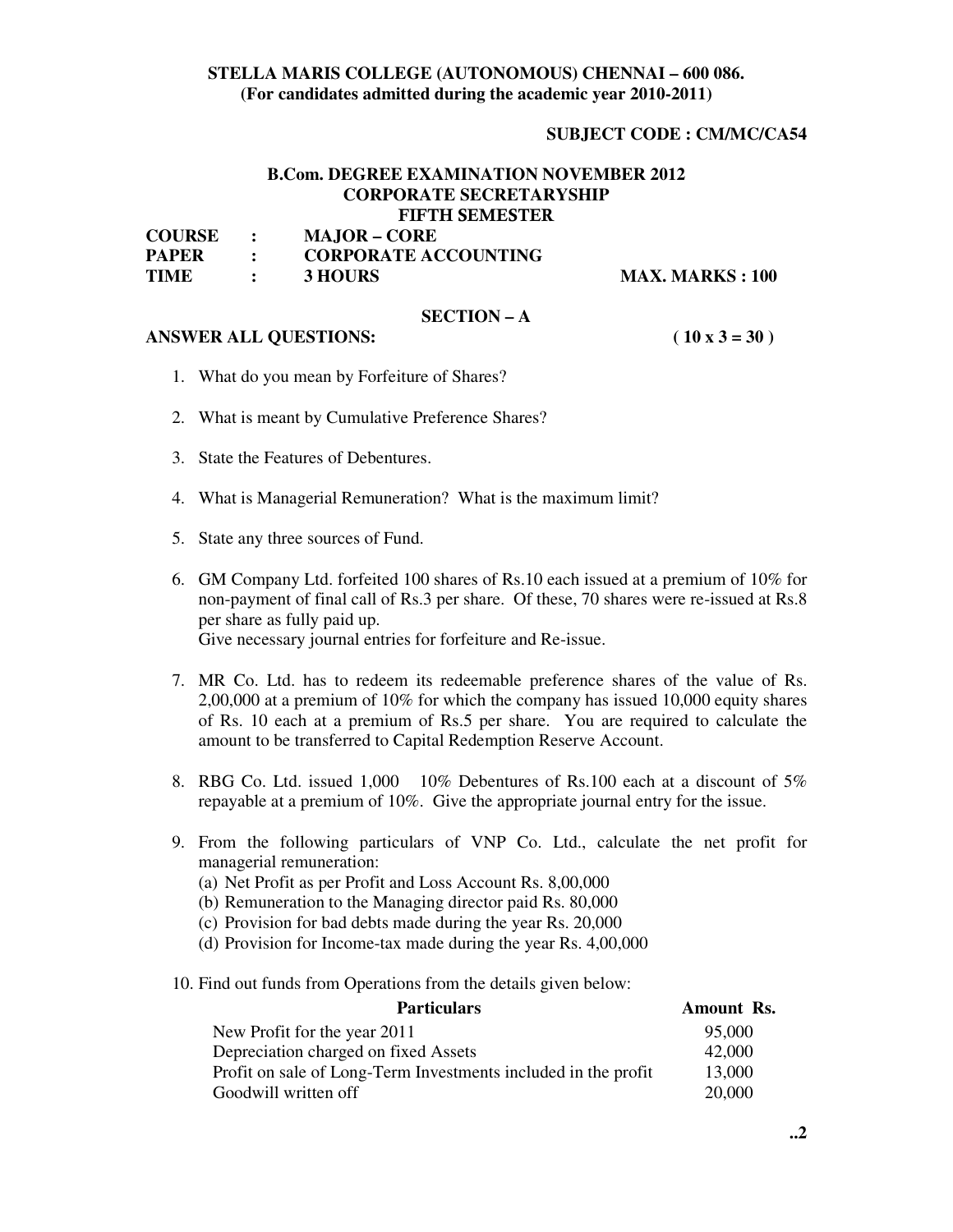**STELLA MARIS COLLEGE (AUTONOMOUS) CHENNAI – 600 086.**
**(For candidates admitted during the academic year 2010-2011)**

**SUBJECT CODE : CM/MC/CA54**

**B.Com. DEGREE EXAMINATION NOVEMBER 2012**
**CORPORATE SECRETARYSHIP**
**FIFTH SEMESTER**

**COURSE : MAJOR – CORE**
**PAPER : CORPORATE ACCOUNTING**
**TIME : 3 HOURS** **MAX. MARKS : 100**

## SECTION – A

**ANSWER ALL QUESTIONS:** **( 10 x 3 = 30 )**

1. What do you mean by Forfeiture of Shares?

2. What is meant by Cumulative Preference Shares?

3. State the Features of Debentures.

4. What is Managerial Remuneration? What is the maximum limit?

5. State any three sources of Fund.

6. GM Company Ltd. forfeited 100 shares of Rs.10 each issued at a premium of 10% for non-payment of final call of Rs.3 per share. Of these, 70 shares were re-issued at Rs.8 per share as fully paid up.
   Give necessary journal entries for forfeiture and Re-issue.

7. MR Co. Ltd. has to redeem its redeemable preference shares of the value of Rs. 2,00,000 at a premium of 10% for which the company has issued 10,000 equity shares of Rs. 10 each at a premium of Rs.5 per share. You are required to calculate the amount to be transferred to Capital Redemption Reserve Account.

8. RBG Co. Ltd. issued 1,000 10% Debentures of Rs.100 each at a discount of 5% repayable at a premium of 10%. Give the appropriate journal entry for the issue.

9. From the following particulars of VNP Co. Ltd., calculate the net profit for managerial remuneration:
   (a) Net Profit as per Profit and Loss Account Rs. 8,00,000
   (b) Remuneration to the Managing director paid Rs. 80,000
   (c) Provision for bad debts made during the year Rs. 20,000
   (d) Provision for Income-tax made during the year Rs. 4,00,000

10. Find out funds from Operations from the details given below:

| Particulars | Amount Rs. |
|---|---|
| New Profit for the year 2011 | 95,000 |
| Depreciation charged on fixed Assets | 42,000 |
| Profit on sale of Long-Term Investments included in the profit | 13,000 |
| Goodwill written off | 20,000 |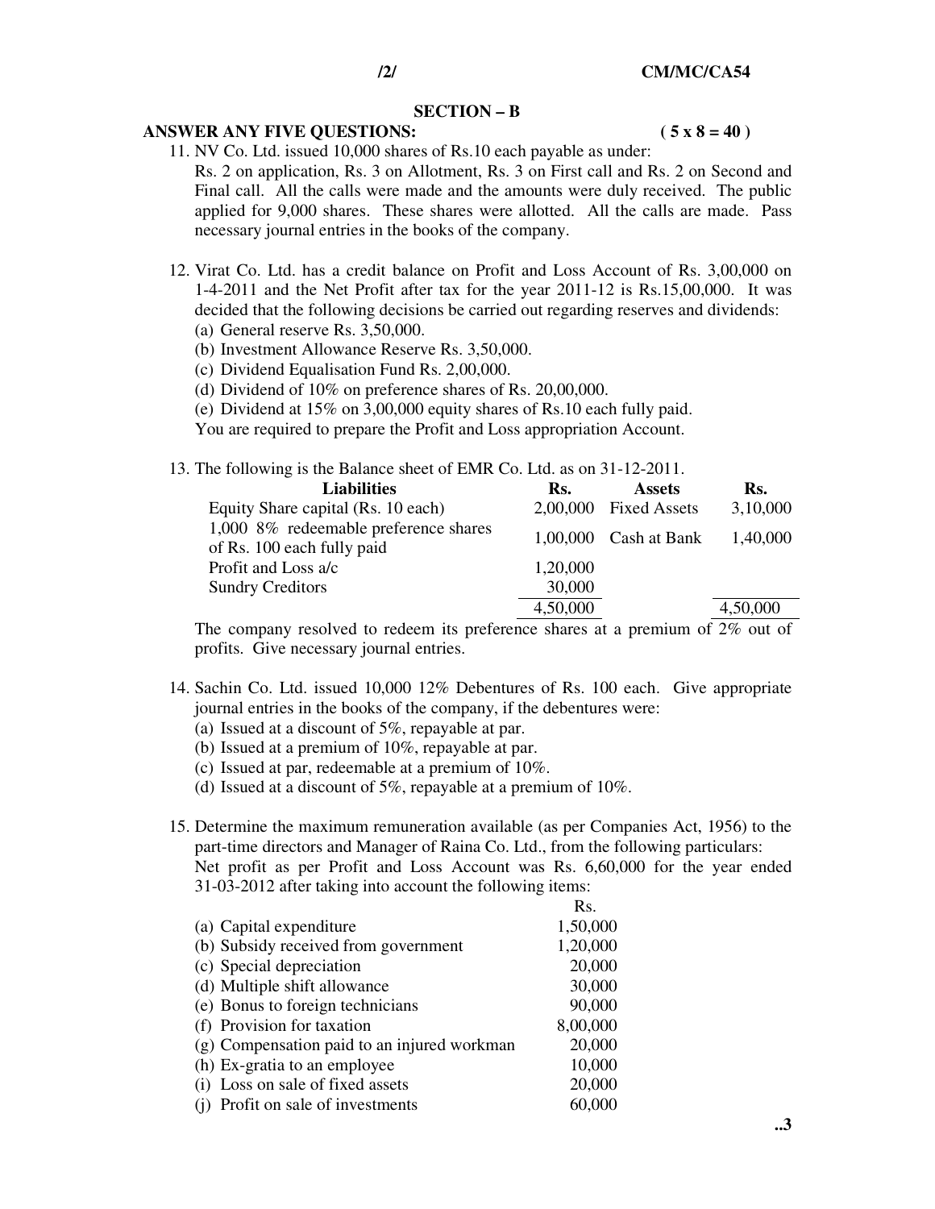## SECTION – B

**ANSWER ANY FIVE QUESTIONS: ( 5 x 8 = 40 )**

11. NV Co. Ltd. issued 10,000 shares of Rs.10 each payable as under: Rs. 2 on application, Rs. 3 on Allotment, Rs. 3 on First call and Rs. 2 on Second and Final call. All the calls were made and the amounts were duly received. The public applied for 9,000 shares. These shares were allotted. All the calls are made. Pass necessary journal entries in the books of the company.

12. Virat Co. Ltd. has a credit balance on Profit and Loss Account of Rs. 3,00,000 on 1-4-2011 and the Net Profit after tax for the year 2011-12 is Rs.15,00,000. It was decided that the following decisions be carried out regarding reserves and dividends:
    (a) General reserve Rs. 3,50,000.
    (b) Investment Allowance Reserve Rs. 3,50,000.
    (c) Dividend Equalisation Fund Rs. 2,00,000.
    (d) Dividend of 10% on preference shares of Rs. 20,00,000.
    (e) Dividend at 15% on 3,00,000 equity shares of Rs.10 each fully paid.
    You are required to prepare the Profit and Loss appropriation Account.

13. The following is the Balance sheet of EMR Co. Ltd. as on 31-12-2011.

| Liabilities | Rs. | Assets | Rs. |
|---|---|---|---|
| Equity Share capital (Rs. 10 each) | 2,00,000 | Fixed Assets | 3,10,000 |
| 1,000 8% redeemable preference shares of Rs. 100 each fully paid | 1,00,000 | Cash at Bank | 1,40,000 |
| Profit and Loss a/c | 1,20,000 | | |
| Sundry Creditors | 30,000 | | |
| | 4,50,000 | | 4,50,000 |

The company resolved to redeem its preference shares at a premium of 2% out of profits. Give necessary journal entries.

14. Sachin Co. Ltd. issued 10,000 12% Debentures of Rs. 100 each. Give appropriate journal entries in the books of the company, if the debentures were:
    (a) Issued at a discount of 5%, repayable at par.
    (b) Issued at a premium of 10%, repayable at par.
    (c) Issued at par, redeemable at a premium of 10%.
    (d) Issued at a discount of 5%, repayable at a premium of 10%.

15. Determine the maximum remuneration available (as per Companies Act, 1956) to the part-time directors and Manager of Raina Co. Ltd., from the following particulars:
    Net profit as per Profit and Loss Account was Rs. 6,60,000 for the year ended 31-03-2012 after taking into account the following items:

| | Rs. |
|---|---|
| (a) Capital expenditure | 1,50,000 |
| (b) Subsidy received from government | 1,20,000 |
| (c) Special depreciation | 20,000 |
| (d) Multiple shift allowance | 30,000 |
| (e) Bonus to foreign technicians | 90,000 |
| (f) Provision for taxation | 8,00,000 |
| (g) Compensation paid to an injured workman | 20,000 |
| (h) Ex-gratia to an employee | 10,000 |
| (i) Loss on sale of fixed assets | 20,000 |
| (j) Profit on sale of investments | 60,000 |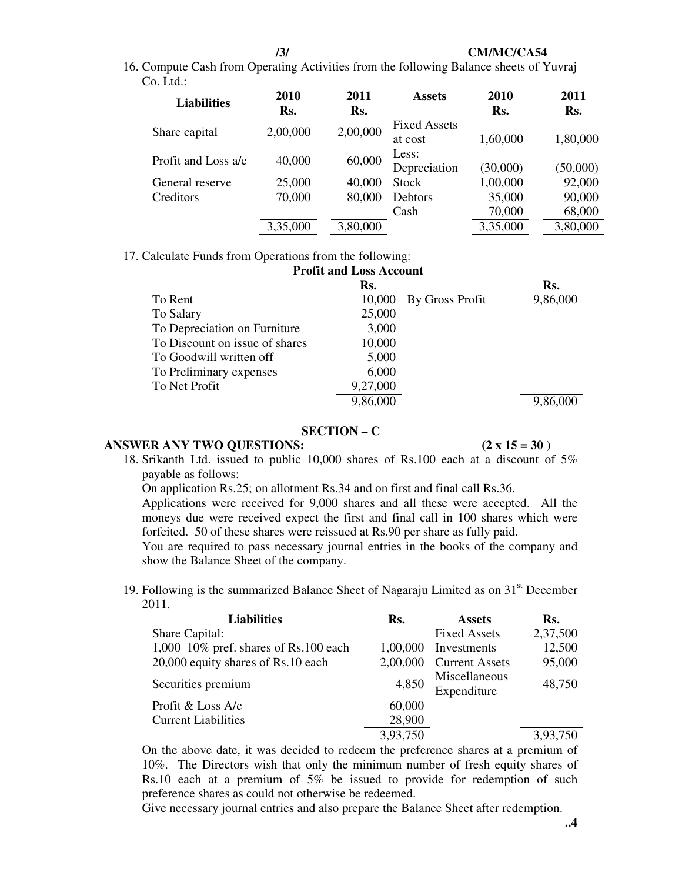16. Compute Cash from Operating Activities from the following Balance sheets of Yuvraj Co. Ltd.:

| Liabilities | 2010 Rs. | 2011 Rs. | Assets | 2010 Rs. | 2011 Rs. |
|---|---|---|---|---|---|
| Share capital | 2,00,000 | 2,00,000 | Fixed Assets at cost | 1,60,000 | 1,80,000 |
| Profit and Loss a/c | 40,000 | 60,000 | Less: Depreciation | (30,000) | (50,000) |
| General reserve | 25,000 | 40,000 | Stock | 1,00,000 | 92,000 |
| Creditors | 70,000 | 80,000 | Debtors | 35,000 | 90,000 |
| | | | Cash | 70,000 | 68,000 |
| | 3,35,000 | 3,80,000 | | 3,35,000 | 3,80,000 |

17. Calculate Funds from Operations from the following:

**Profit and Loss Account**

| | Rs. | | Rs. |
|---|---|---|---|
| To Rent | 10,000 | By Gross Profit | 9,86,000 |
| To Salary | 25,000 | | |
| To Depreciation on Furniture | 3,000 | | |
| To Discount on issue of shares | 10,000 | | |
| To Goodwill written off | 5,000 | | |
| To Preliminary expenses | 6,000 | | |
| To Net Profit | 9,27,000 | | |
| | 9,86,000 | | 9,86,000 |

## SECTION – C

**ANSWER ANY TWO QUESTIONS: (2 x 15 = 30 )**

18. Srikanth Ltd. issued to public 10,000 shares of Rs.100 each at a discount of 5% payable as follows:

    On application Rs.25; on allotment Rs.34 and on first and final call Rs.36.

    Applications were received for 9,000 shares and all these were accepted. All the moneys due were received expect the first and final call in 100 shares which were forfeited. 50 of these shares were reissued at Rs.90 per share as fully paid.

    You are required to pass necessary journal entries in the books of the company and show the Balance Sheet of the company.

19. Following is the summarized Balance Sheet of Nagaraju Limited as on 31st December 2011.

| Liabilities | Rs. | Assets | Rs. |
|---|---|---|---|
| Share Capital: | | Fixed Assets | 2,37,500 |
| 1,000 10% pref. shares of Rs.100 each | 1,00,000 | Investments | 12,500 |
| 20,000 equity shares of Rs.10 each | 2,00,000 | Current Assets | 95,000 |
| Securities premium | 4,850 | Miscellaneous Expenditure | 48,750 |
| Profit & Loss A/c | 60,000 | | |
| Current Liabilities | 28,900 | | |
| | 3,93,750 | | 3,93,750 |

On the above date, it was decided to redeem the preference shares at a premium of 10%. The Directors wish that only the minimum number of fresh equity shares of Rs.10 each at a premium of 5% be issued to provide for redemption of such preference shares as could not otherwise be redeemed.

Give necessary journal entries and also prepare the Balance Sheet after redemption.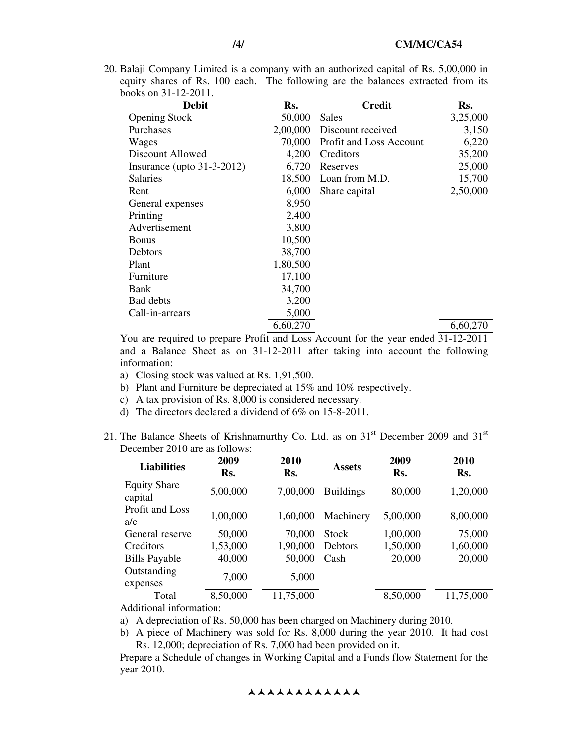20. Balaji Company Limited is a company with an authorized capital of Rs. 5,00,000 in equity shares of Rs. 100 each. The following are the balances extracted from its books on 31-12-2011.

| Debit | Rs. | Credit | Rs. |
|---|---|---|---|
| Opening Stock | 50,000 | Sales | 3,25,000 |
| Purchases | 2,00,000 | Discount received | 3,150 |
| Wages | 70,000 | Profit and Loss Account | 6,220 |
| Discount Allowed | 4,200 | Creditors | 35,200 |
| Insurance (upto 31-3-2012) | 6,720 | Reserves | 25,000 |
| Salaries | 18,500 | Loan from M.D. | 15,700 |
| Rent | 6,000 | Share capital | 2,50,000 |
| General expenses | 8,950 | | |
| Printing | 2,400 | | |
| Advertisement | 3,800 | | |
| Bonus | 10,500 | | |
| Debtors | 38,700 | | |
| Plant | 1,80,500 | | |
| Furniture | 17,100 | | |
| Bank | 34,700 | | |
| Bad debts | 3,200 | | |
| Call-in-arrears | 5,000 | | |
| | 6,60,270 | | 6,60,270 |

You are required to prepare Profit and Loss Account for the year ended 31-12-2011 and a Balance Sheet as on 31-12-2011 after taking into account the following information:

a) Closing stock was valued at Rs. 1,91,500.
b) Plant and Furniture be depreciated at 15% and 10% respectively.
c) A tax provision of Rs. 8,000 is considered necessary.
d) The directors declared a dividend of 6% on 15-8-2011.

21. The Balance Sheets of Krishnamurthy Co. Ltd. as on 31st December 2009 and 31st December 2010 are as follows:

| Liabilities | 2009 Rs. | 2010 Rs. | Assets | 2009 Rs. | 2010 Rs. |
|---|---|---|---|---|---|
| Equity Share capital | 5,00,000 | 7,00,000 | Buildings | 80,000 | 1,20,000 |
| Profit and Loss a/c | 1,00,000 | 1,60,000 | Machinery | 5,00,000 | 8,00,000 |
| General reserve | 50,000 | 70,000 | Stock | 1,00,000 | 75,000 |
| Creditors | 1,53,000 | 1,90,000 | Debtors | 1,50,000 | 1,60,000 |
| Bills Payable | 40,000 | 50,000 | Cash | 20,000 | 20,000 |
| Outstanding expenses | 7,000 | 5,000 | | | |
| Total | 8,50,000 | 11,75,000 | | 8,50,000 | 11,75,000 |

Additional information:

a) A depreciation of Rs. 50,000 has been charged on Machinery during 2010.
b) A piece of Machinery was sold for Rs. 8,000 during the year 2010. It had cost Rs. 12,000; depreciation of Rs. 7,000 had been provided on it.

Prepare a Schedule of changes in Working Capital and a Funds flow Statement for the year 2010.

⅄⅄⅄⅄⅄⅄⅄⅄⅄⅄⅄